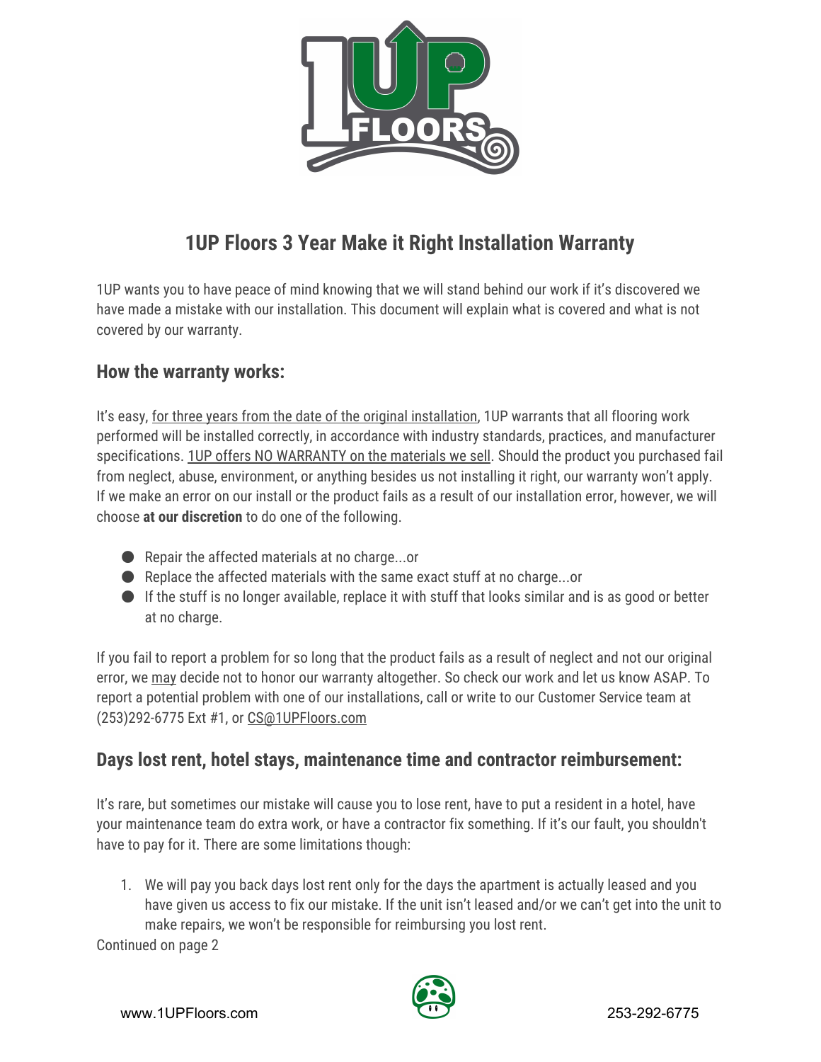# 1UP Floors 3 Year Make it Right Installation Warranty

1UP wants you to have peace of mind knowing that we will stand behind our work if it's discovered we have made a mistake with our installation. This document will explain what is covered and what is not covered by our warranty.

## How the warranty works:

It's easy, for three years from the date of the original installation, 1UP warrants that all flooring work performed will be installed correctly, in accordance with industry standards, practices, and manufacturer specifications. 1UP offers NO WARRANTY on the materials we sell. Should the product you purchased fail from neglect, abuse, environment, or anything besides us not installing it right, our warranty won't apply. If we make an error on our install or the product fails as a result of our installation error, however, we will choose **at our discretion** to do one of the following.

- Repair the affected materials at no charge...or
- Replace the affected materials with the same exact stuff at no charge...or
- If the stuff is no longer available, replace it with stuff that looks similar and is as good or better at no charge.

If you fail to report a problem for so long that the product fails as a result of neglect and not our original error, we may decide not to honor our warranty altogether. So check our work and let us know ASAP. To report a potential problem with one of our installations, call or write to our Customer Service team at (253)292-6775 Ext #1, or CS@1UPFloors.com

## Days lost rent, hotel stays, maintenance time and contractor reimbursement:

It's rare, but sometimes our mistake will cause you to lose rent, have to put a resident in a hotel, have your maintenance team do extra work, or have a contractor fix something. If it's our fault, you shouldn't have to pay for it. There are some limitations though:

1. We will pay you back days lost rent only for the days the apartment is actually leased and you have given us access to fix our mistake. If the unit isn't leased and/or we can't get into the unit to make repairs, we won't be responsible for reimbursing you lost rent.

Continued on page 2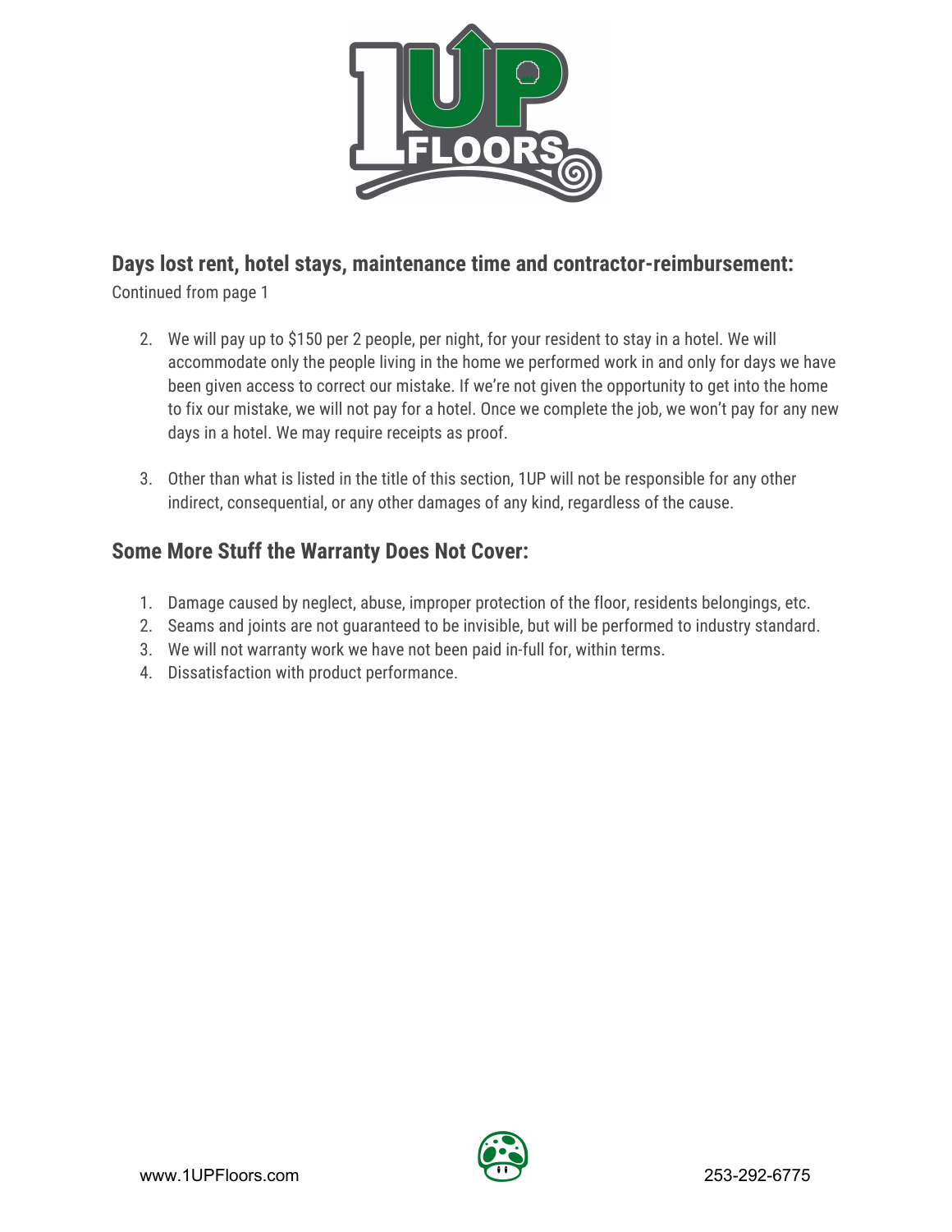## Days lost rent, hotel stays, maintenance time and contractor-reimbursement:

Continued from page 1

2. We will pay up to $150 per 2 people, per night, for your resident to stay in a hotel. We will accommodate only the people living in the home we performed work in and only for days we have been given access to correct our mistake. If we're not given the opportunity to get into the home to fix our mistake, we will not pay for a hotel. Once we complete the job, we won't pay for any new days in a hotel. We may require receipts as proof.

3. Other than what is listed in the title of this section, 1UP will not be responsible for any other indirect, consequential, or any other damages of any kind, regardless of the cause.

## Some More Stuff the Warranty Does Not Cover:

1. Damage caused by neglect, abuse, improper protection of the floor, residents belongings, etc.
2. Seams and joints are not guaranteed to be invisible, but will be performed to industry standard.
3. We will not warranty work we have not been paid in-full for, within terms.
4. Dissatisfaction with product performance.